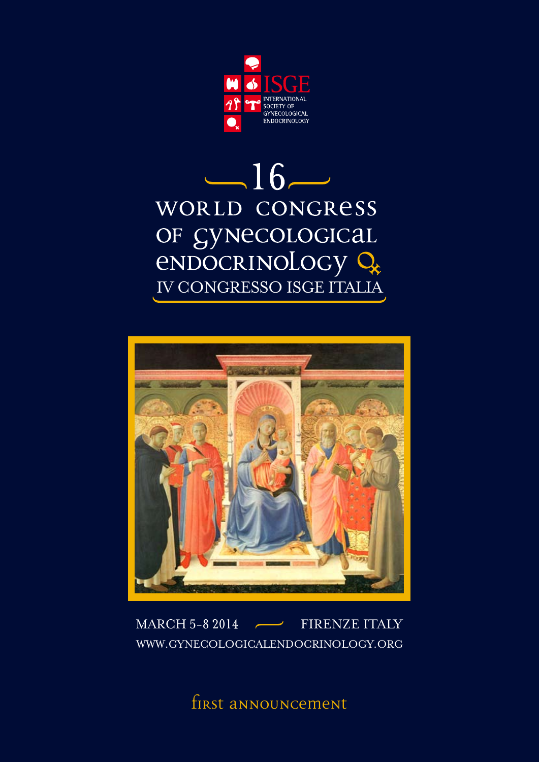ISGE

INTERNATIONAL SOCIETY OF GYNECOLOGICAL ENDOCRINOLOGY

# 16 WORLD CONGRESS OF GYNECOLOGICAL ENDOCRINOLOGY

## IV CONGRESSO ISGE ITALIA

MARCH 5-8 2014 — FIRENZE ITALY

WWW.GYNECOLOGICALENDOCRINOLOGY.ORG

first announcement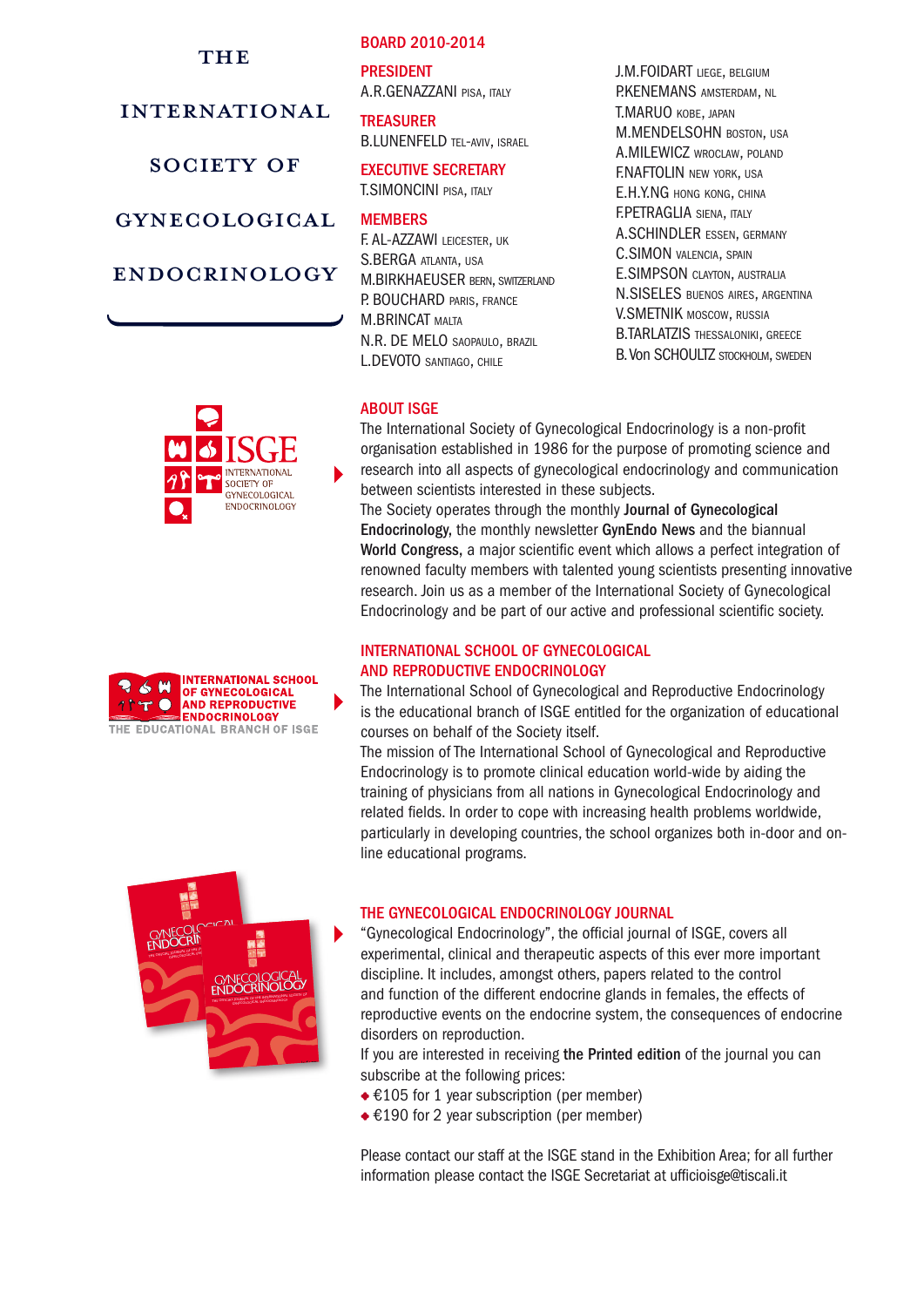# THE INTERNATIONAL SOCIETY OF GYNECOLOGICAL ENDOCRINOLOGY

## BOARD 2010-2014

**PRESIDENT**
A.R.GENAZZANI PISA, ITALY

**TREASURER**
B.LUNENFELD TEL-AVIV, ISRAEL

**EXECUTIVE SECRETARY**
T.SIMONCINI PISA, ITALY

**MEMBERS**
F. AL-AZZAWI LEICESTER, UK
S.BERGA ATLANTA, USA
M.BIRKHAEUSER BERN, SWITZERLAND
P. BOUCHARD PARIS, FRANCE
M.BRINCAT MALTA
N.R. DE MELO SAOPAULO, BRAZIL
L.DEVOTO SANTIAGO, CHILE
J.M.FOIDART LIEGE, BELGIUM
P.KENEMANS AMSTERDAM, NL
T.MARUO KOBE, JAPAN
M.MENDELSOHN BOSTON, USA
A.MILEWICZ WROCLAW, POLAND
F.NAFTOLIN NEW YORK, USA
E.H.Y.NG HONG KONG, CHINA
F.PETRAGLIA SIENA, ITALY
A.SCHINDLER ESSEN, GERMANY
C.SIMON VALENCIA, SPAIN
E.SIMPSON CLAYTON, AUSTRALIA
N.SISELES BUENOS AIRES, ARGENTINA
V.SMETNIK MOSCOW, RUSSIA
B.TARLATZIS THESSALONIKI, GREECE
B. Von SCHOULTZ STOCKHOLM, SWEDEN

ISGE INTERNATIONAL SOCIETY OF GYNECOLOGICAL ENDOCRINOLOGY

## ABOUT ISGE

The International Society of Gynecological Endocrinology is a non-profit organisation established in 1986 for the purpose of promoting science and research into all aspects of gynecological endocrinology and communication between scientists interested in these subjects.

The Society operates through the monthly **Journal of Gynecological Endocrinology**, the monthly newsletter **GynEndo News** and the biannual **World Congress**, a major scientific event which allows a perfect integration of renowned faculty members with talented young scientists presenting innovative research. Join us as a member of the International Society of Gynecological Endocrinology and be part of our active and professional scientific society.

INTERNATIONAL SCHOOL OF GYNECOLOGICAL AND REPRODUCTIVE ENDOCRINOLOGY
THE EDUCATIONAL BRANCH OF ISGE

## INTERNATIONAL SCHOOL OF GYNECOLOGICAL AND REPRODUCTIVE ENDOCRINOLOGY

The International School of Gynecological and Reproductive Endocrinology is the educational branch of ISGE entitled for the organization of educational courses on behalf of the Society itself.

The mission of The International School of Gynecological and Reproductive Endocrinology is to promote clinical education world-wide by aiding the training of physicians from all nations in Gynecological Endocrinology and related fields. In order to cope with increasing health problems worldwide, particularly in developing countries, the school organizes both in-door and on-line educational programs.

## THE GYNECOLOGICAL ENDOCRINOLOGY JOURNAL

"Gynecological Endocrinology", the official journal of ISGE, covers all experimental, clinical and therapeutic aspects of this ever more important discipline. It includes, amongst others, papers related to the control and function of the different endocrine glands in females, the effects of reproductive events on the endocrine system, the consequences of endocrine disorders on reproduction.

If you are interested in receiving **the Printed edition** of the journal you can subscribe at the following prices:

- €105 for 1 year subscription (per member)
- €190 for 2 year subscription (per member)

Please contact our staff at the ISGE stand in the Exhibition Area; for all further information please contact the ISGE Secretariat at ufficioisge@tiscali.it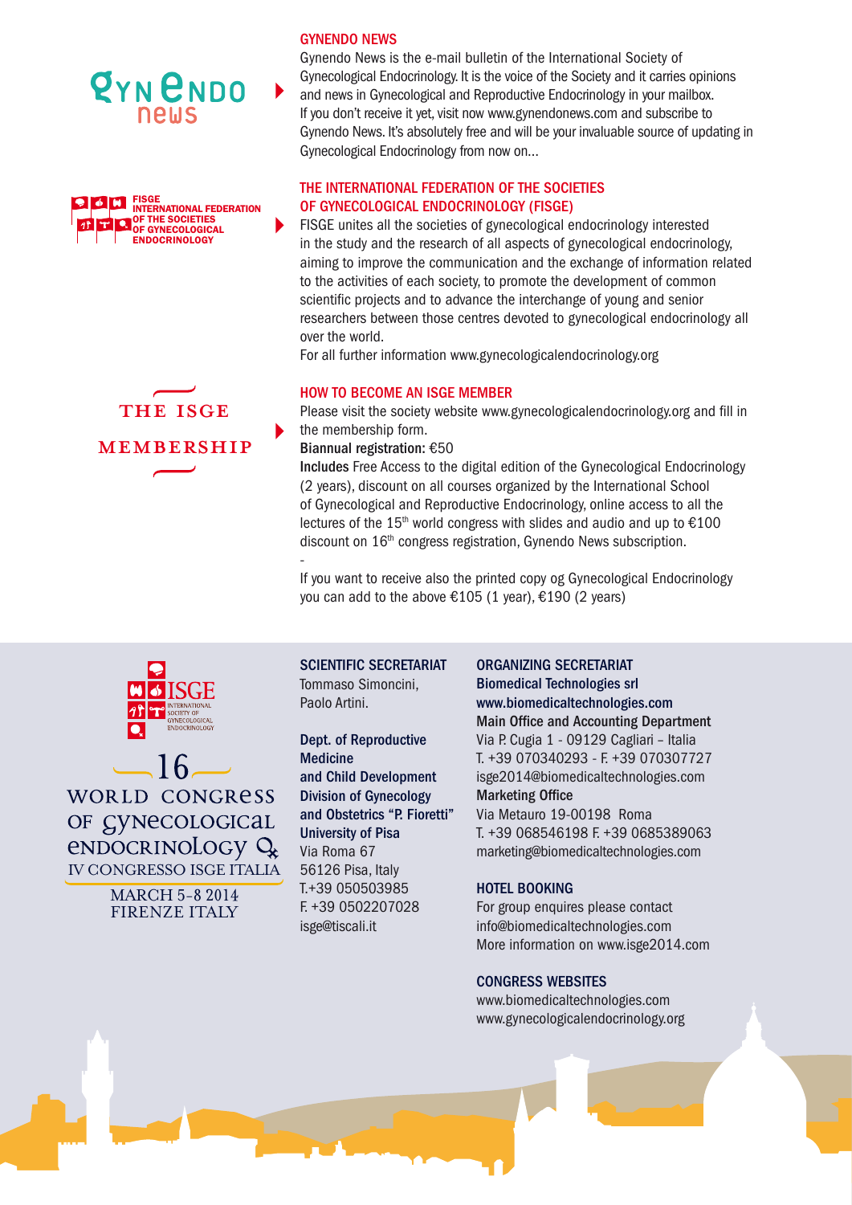# GYNENDO NEWS

Gynendo News is the e-mail bulletin of the International Society of Gynecological Endocrinology. It is the voice of the Society and it carries opinions and news in Gynecological and Reproductive Endocrinology in your mailbox.
If you don't receive it yet, visit now www.gynendonews.com and subscribe to Gynendo News. It's absolutely free and will be your invaluable source of updating in Gynecological Endocrinology from now on...

# THE INTERNATIONAL FEDERATION OF THE SOCIETIES OF GYNECOLOGICAL ENDOCRINOLOGY (FISGE)

FISGE unites all the societies of gynecological endocrinology interested in the study and the research of all aspects of gynecological endocrinology, aiming to improve the communication and the exchange of information related to the activities of each society, to promote the development of common scientific projects and to advance the interchange of young and senior researchers between those centres devoted to gynecological endocrinology all over the world.
For all further information www.gynecologicalendocrinology.org

# THE ISGE MEMBERSHIP

## HOW TO BECOME AN ISGE MEMBER

Please visit the society website www.gynecologicalendocrinology.org and fill in the membership form.

**Biannual registration:** €50

**Includes** Free Access to the digital edition of the Gynecological Endocrinology (2 years), discount on all courses organized by the International School of Gynecological and Reproductive Endocrinology, online access to all the lectures of the 15th world congress with slides and audio and up to €100 discount on 16th congress registration, Gynendo News subscription.

-

If you want to receive also the printed copy og Gynecological Endocrinology you can add to the above €105 (1 year), €190 (2 years)

---

ISGE International Society of Gynecological Endocrinology

16 WORLD CONGRESS OF GYNECOLOGICAL ENDOCRINOLOGY
IV CONGRESSO ISGE ITALIA
MARCH 5-8 2014
FIRENZE ITALY

## SCIENTIFIC SECRETARIAT

Tommaso Simoncini,
Paolo Artini.

**Dept. of Reproductive Medicine and Child Development Division of Gynecology and Obstetrics "P. Fioretti" University of Pisa**
Via Roma 67
56126 Pisa, Italy
T.+39 050503985
F. +39 0502207028
isge@tiscali.it

## ORGANIZING SECRETARIAT

**Biomedical Technologies srl**
**www.biomedicaltechnologies.com**
**Main Office and Accounting Department**
Via P. Cugia 1 - 09129 Cagliari – Italia
T. +39 070340293 - F. +39 070307727
isge2014@biomedicaltechnologies.com
**Marketing Office**
Via Metauro 19-00198 Roma
T. +39 068546198 F. +39 0685389063
marketing@biomedicaltechnologies.com

## HOTEL BOOKING

For group enquires please contact
info@biomedicaltechnologies.com
More information on www.isge2014.com

## CONGRESS WEBSITES

www.biomedicaltechnologies.com
www.gynecologicalendocrinology.org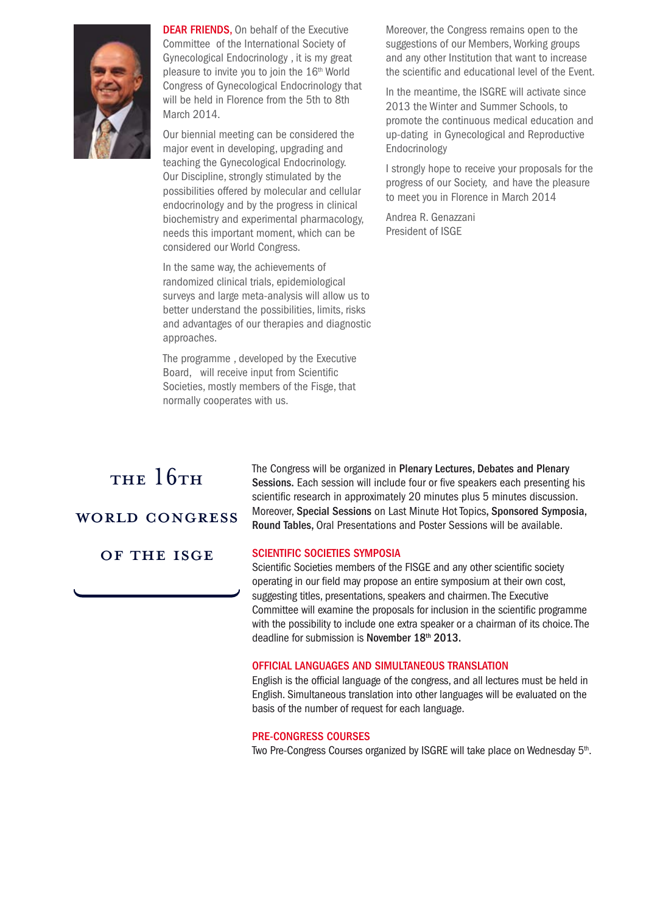**DEAR FRIENDS,** On behalf of the Executive Committee of the International Society of Gynecological Endocrinology , it is my great pleasure to invite you to join the 16th World Congress of Gynecological Endocrinology that will be held in Florence from the 5th to 8th March 2014.

Our biennial meeting can be considered the major event in developing, upgrading and teaching the Gynecological Endocrinology. Our Discipline, strongly stimulated by the possibilities offered by molecular and cellular endocrinology and by the progress in clinical biochemistry and experimental pharmacology, needs this important moment, which can be considered our World Congress.

In the same way, the achievements of randomized clinical trials, epidemiological surveys and large meta-analysis will allow us to better understand the possibilities, limits, risks and advantages of our therapies and diagnostic approaches.

The programme , developed by the Executive Board, will receive input from Scientific Societies, mostly members of the Fisge, that normally cooperates with us.

Moreover, the Congress remains open to the suggestions of our Members, Working groups and any other Institution that want to increase the scientific and educational level of the Event.

In the meantime, the ISGRE will activate since 2013 the Winter and Summer Schools, to promote the continuous medical education and up-dating in Gynecological and Reproductive Endocrinology

I strongly hope to receive your proposals for the progress of our Society, and have the pleasure to meet you in Florence in March 2014

Andrea R. Genazzani
President of ISGE

# THE 16TH WORLD CONGRESS OF THE ISGE

The Congress will be organized in **Plenary Lectures, Debates and Plenary Sessions.** Each session will include four or five speakers each presenting his scientific research in approximately 20 minutes plus 5 minutes discussion. Moreover, **Special Sessions** on Last Minute Hot Topics, **Sponsored Symposia, Round Tables,** Oral Presentations and Poster Sessions will be available.

## SCIENTIFIC SOCIETIES SYMPOSIA

Scientific Societies members of the FISGE and any other scientific society operating in our field may propose an entire symposium at their own cost, suggesting titles, presentations, speakers and chairmen. The Executive Committee will examine the proposals for inclusion in the scientific programme with the possibility to include one extra speaker or a chairman of its choice. The deadline for submission is **November 18th 2013.**

## OFFICIAL LANGUAGES AND SIMULTANEOUS TRANSLATION

English is the official language of the congress, and all lectures must be held in English. Simultaneous translation into other languages will be evaluated on the basis of the number of request for each language.

## PRE-CONGRESS COURSES

Two Pre-Congress Courses organized by ISGRE will take place on Wednesday 5th.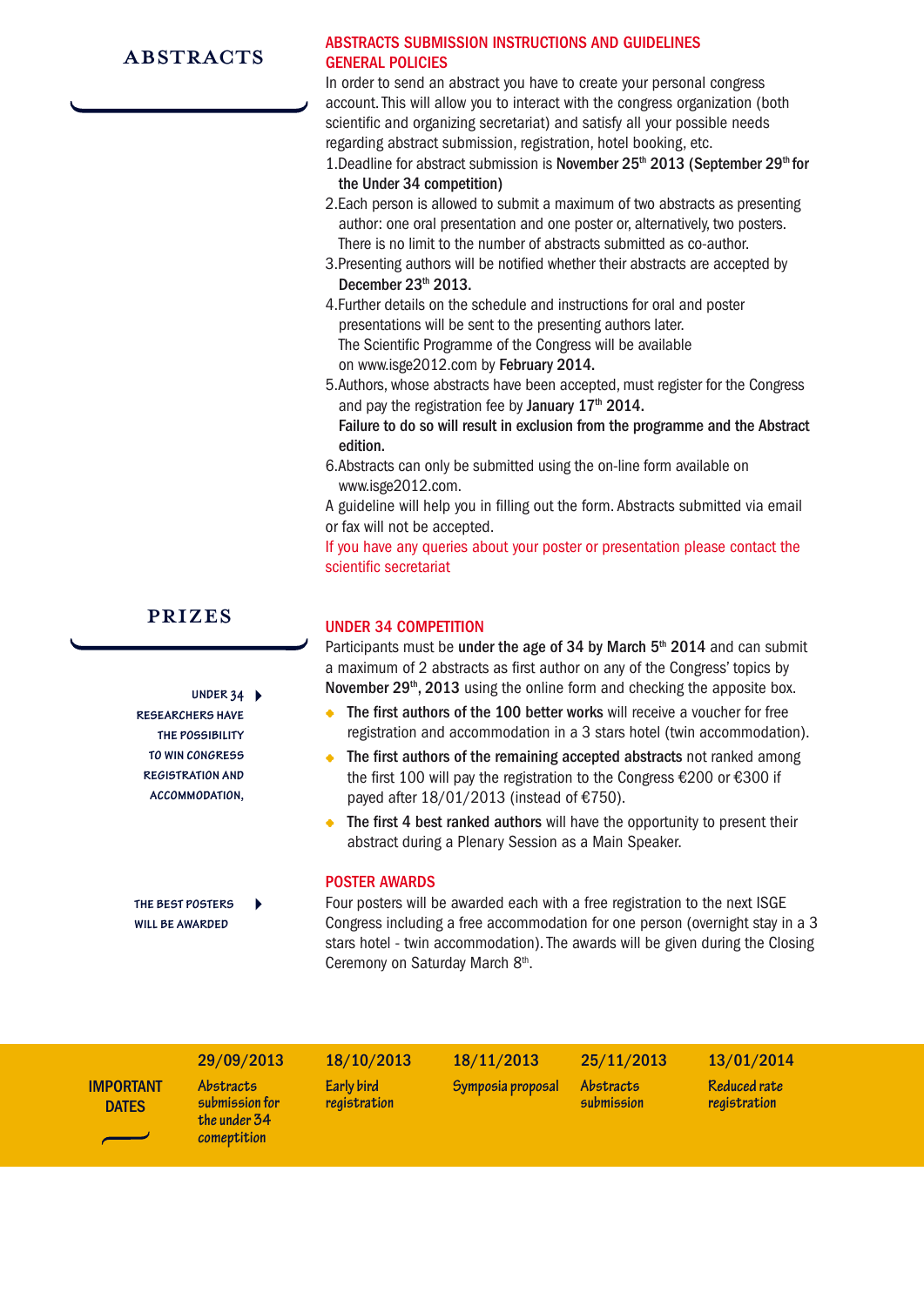# ABSTRACTS

## ABSTRACTS SUBMISSION INSTRUCTIONS AND GUIDELINES

### GENERAL POLICIES

In order to send an abstract you have to create your personal congress account. This will allow you to interact with the congress organization (both scientific and organizing secretariat) and satisfy all your possible needs regarding abstract submission, registration, hotel booking, etc.

1. Deadline for abstract submission is **November 25th 2013 (September 29th for the Under 34 competition)**
2. Each person is allowed to submit a maximum of two abstracts as presenting author: one oral presentation and one poster or, alternatively, two posters. There is no limit to the number of abstracts submitted as co-author.
3. Presenting authors will be notified whether their abstracts are accepted by **December 23th 2013.**
4. Further details on the schedule and instructions for oral and poster presentations will be sent to the presenting authors later.
   The Scientific Programme of the Congress will be available on www.isge2012.com by **February 2014.**
5. Authors, whose abstracts have been accepted, must register for the Congress and pay the registration fee by **January 17th 2014.**
   **Failure to do so will result in exclusion from the programme and the Abstract edition.**
6. Abstracts can only be submitted using the on-line form available on www.isge2012.com.

A guideline will help you in filling out the form. Abstracts submitted via email or fax will not be accepted.

If you have any queries about your poster or presentation please contact the scientific secretariat

# PRIZES

UNDER 34 RESEARCHERS HAVE THE POSSIBILITY TO WIN CONGRESS REGISTRATION AND ACCOMMODATION,

## UNDER 34 COMPETITION

Participants must be **under the age of 34 by March 5th 2014** and can submit a maximum of 2 abstracts as first author on any of the Congress' topics by **November 29th, 2013** using the online form and checking the apposite box.

- **The first authors of the 100 better works** will receive a voucher for free registration and accommodation in a 3 stars hotel (twin accommodation).
- **The first authors of the remaining accepted abstracts** not ranked among the first 100 will pay the registration to the Congress €200 or €300 if payed after 18/01/2013 (instead of €750).
- **The first 4 best ranked authors** will have the opportunity to present their abstract during a Plenary Session as a Main Speaker.

THE BEST POSTERS WILL BE AWARDED

## POSTER AWARDS

Four posters will be awarded each with a free registration to the next ISGE Congress including a free accommodation for one person (overnight stay in a 3 stars hotel - twin accommodation). The awards will be given during the Closing Ceremony on Saturday March 8th.

## IMPORTANT DATES

| 29/09/2013 | 18/10/2013 | 18/11/2013 | 25/11/2013 | 13/01/2014 |
|---|---|---|---|---|
| Abstracts submission for the under 34 comeptition | Early bird registration | Symposia proposal | Abstracts submission | Reduced rate registration |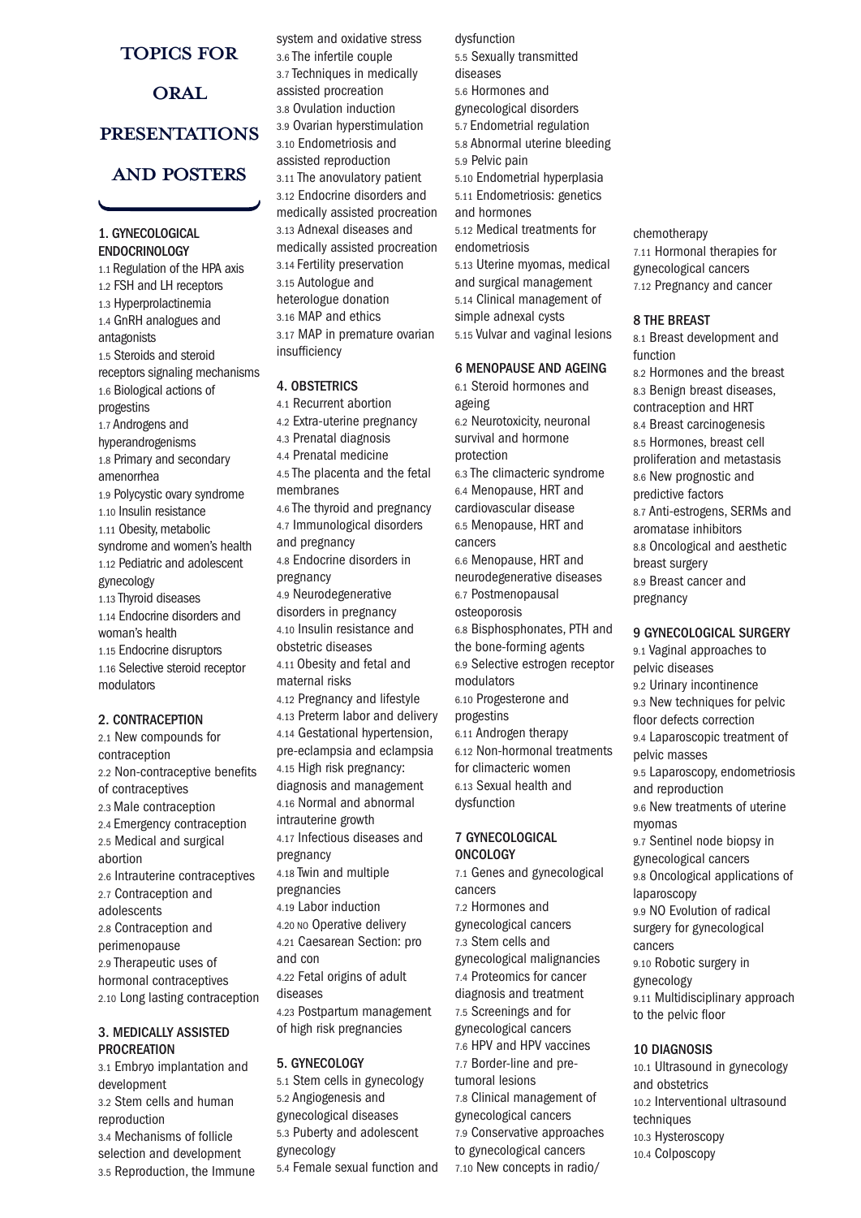# TOPICS FOR ORAL PRESENTATIONS AND POSTERS

## 1. GYNECOLOGICAL ENDOCRINOLOGY

1.1 Regulation of the HPA axis
1.2 FSH and LH receptors
1.3 Hyperprolactinemia
1.4 GnRH analogues and antagonists
1.5 Steroids and steroid receptors signaling mechanisms
1.6 Biological actions of progestins
1.7 Androgens and hyperandrogenisms
1.8 Primary and secondary amenorrhea
1.9 Polycystic ovary syndrome
1.10 Insulin resistance
1.11 Obesity, metabolic syndrome and women's health
1.12 Pediatric and adolescent gynecology
1.13 Thyroid diseases
1.14 Endocrine disorders and woman's health
1.15 Endocrine disruptors
1.16 Selective steroid receptor modulators

## 2. CONTRACEPTION

2.1 New compounds for contraception
2.2 Non-contraceptive benefits of contraceptives
2.3 Male contraception
2.4 Emergency contraception
2.5 Medical and surgical abortion
2.6 Intrauterine contraceptives
2.7 Contraception and adolescents
2.8 Contraception and perimenopause
2.9 Therapeutic uses of hormonal contraceptives
2.10 Long lasting contraception

## 3. MEDICALLY ASSISTED PROCREATION

3.1 Embryo implantation and development
3.2 Stem cells and human reproduction
3.4 Mechanisms of follicle selection and development
3.5 Reproduction, the Immune system and oxidative stress
3.6 The infertile couple
3.7 Techniques in medically assisted procreation
3.8 Ovulation induction
3.9 Ovarian hyperstimulation
3.10 Endometriosis and assisted reproduction
3.11 The anovulatory patient
3.12 Endocrine disorders and medically assisted procreation
3.13 Adnexal diseases and medically assisted procreation
3.14 Fertility preservation
3.15 Autologue and heterologue donation
3.16 MAP and ethics
3.17 MAP in premature ovarian insufficiency

## 4. OBSTETRICS

4.1 Recurrent abortion
4.2 Extra-uterine pregnancy
4.3 Prenatal diagnosis
4.4 Prenatal medicine
4.5 The placenta and the fetal membranes
4.6 The thyroid and pregnancy
4.7 Immunological disorders and pregnancy
4.8 Endocrine disorders in pregnancy
4.9 Neurodegenerative disorders in pregnancy
4.10 Insulin resistance and obstetric diseases
4.11 Obesity and fetal and maternal risks
4.12 Pregnancy and lifestyle
4.13 Preterm labor and delivery
4.14 Gestational hypertension, pre-eclampsia and eclampsia
4.15 High risk pregnancy: diagnosis and management
4.16 Normal and abnormal intrauterine growth
4.17 Infectious diseases and pregnancy
4.18 Twin and multiple pregnancies
4.19 Labor induction
4.20 NO Operative delivery
4.21 Caesarean Section: pro and con
4.22 Fetal origins of adult diseases
4.23 Postpartum management of high risk pregnancies

## 5. GYNECOLOGY

5.1 Stem cells in gynecology
5.2 Angiogenesis and gynecological diseases
5.3 Puberty and adolescent gynecology
5.4 Female sexual function and dysfunction
5.5 Sexually transmitted diseases
5.6 Hormones and gynecological disorders
5.7 Endometrial regulation
5.8 Abnormal uterine bleeding
5.9 Pelvic pain
5.10 Endometrial hyperplasia
5.11 Endometriosis: genetics and hormones
5.12 Medical treatments for endometriosis
5.13 Uterine myomas, medical and surgical management
5.14 Clinical management of simple adnexal cysts
5.15 Vulvar and vaginal lesions

## 6 MENOPAUSE AND AGEING

6.1 Steroid hormones and ageing
6.2 Neurotoxicity, neuronal survival and hormone protection
6.3 The climacteric syndrome
6.4 Menopause, HRT and cardiovascular disease
6.5 Menopause, HRT and cancers
6.6 Menopause, HRT and neurodegenerative diseases
6.7 Postmenopausal osteoporosis
6.8 Bisphosphonates, PTH and the bone-forming agents
6.9 Selective estrogen receptor modulators
6.10 Progesterone and progestins
6.11 Androgen therapy
6.12 Non-hormonal treatments for climacteric women
6.13 Sexual health and dysfunction

## 7 GYNECOLOGICAL ONCOLOGY

7.1 Genes and gynecological cancers
7.2 Hormones and gynecological cancers
7.3 Stem cells and gynecological malignancies
7.4 Proteomics for cancer diagnosis and treatment
7.5 Screenings and for gynecological cancers
7.6 HPV and HPV vaccines
7.7 Border-line and pre-tumoral lesions
7.8 Clinical management of gynecological cancers
7.9 Conservative approaches to gynecological cancers
7.10 New concepts in radio/chemotherapy
7.11 Hormonal therapies for gynecological cancers
7.12 Pregnancy and cancer

## 8 THE BREAST

8.1 Breast development and function
8.2 Hormones and the breast
8.3 Benign breast diseases, contraception and HRT
8.4 Breast carcinogenesis
8.5 Hormones, breast cell proliferation and metastasis
8.6 New prognostic and predictive factors
8.7 Anti-estrogens, SERMs and aromatase inhibitors
8.8 Oncological and aesthetic breast surgery
8.9 Breast cancer and pregnancy

## 9 GYNECOLOGICAL SURGERY

9.1 Vaginal approaches to pelvic diseases
9.2 Urinary incontinence
9.3 New techniques for pelvic floor defects correction
9.4 Laparoscopic treatment of pelvic masses
9.5 Laparoscopy, endometriosis and reproduction
9.6 New treatments of uterine myomas
9.7 Sentinel node biopsy in gynecological cancers
9.8 Oncological applications of laparoscopy
9.9 NO Evolution of radical surgery for gynecological cancers
9.10 Robotic surgery in gynecology
9.11 Multidisciplinary approach to the pelvic floor

## 10 DIAGNOSIS

10.1 Ultrasound in gynecology and obstetrics
10.2 Interventional ultrasound techniques
10.3 Hysteroscopy
10.4 Colposcopy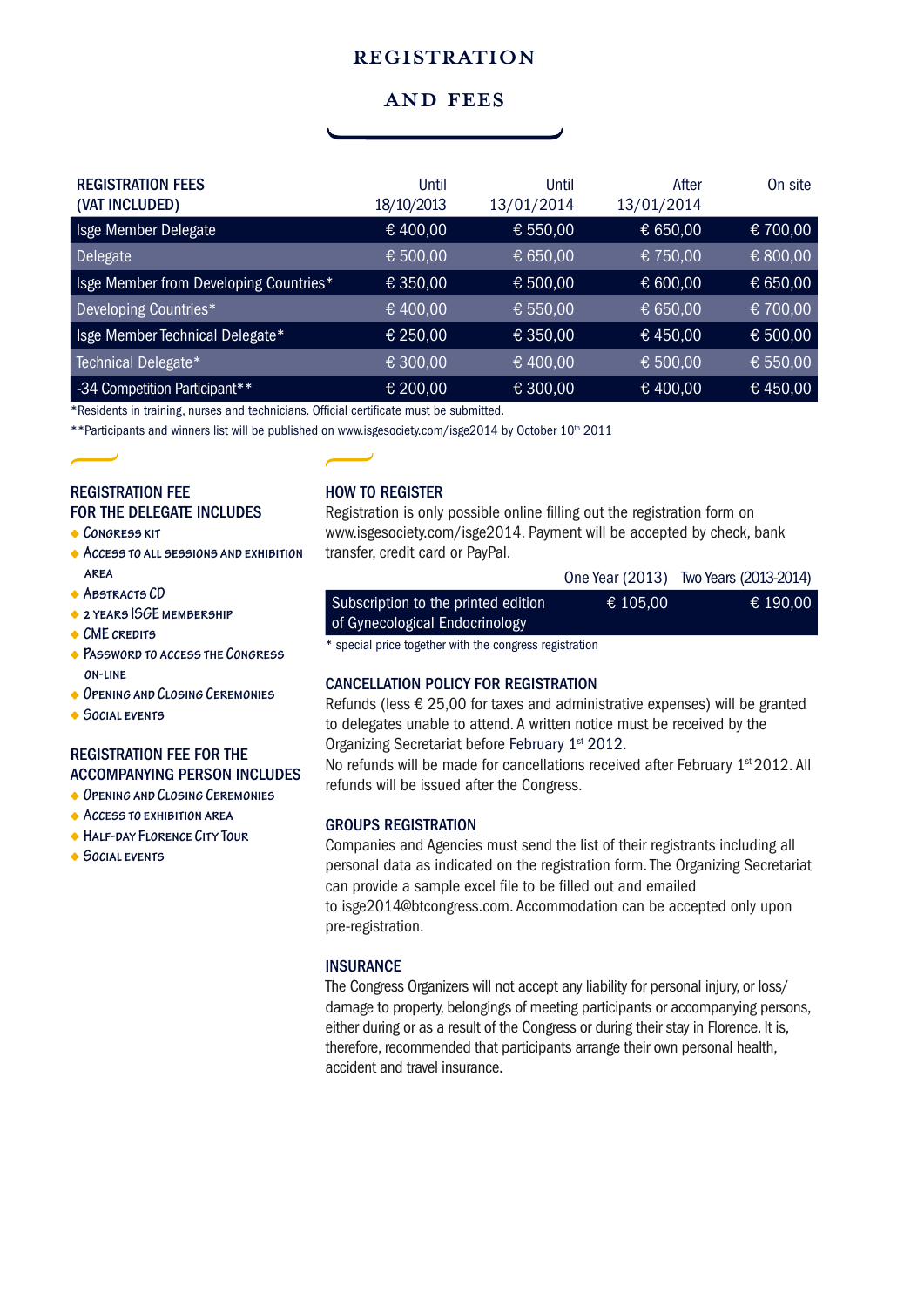# REGISTRATION AND FEES

| REGISTRATION FEES (VAT INCLUDED) | Until 18/10/2013 | Until 13/01/2014 | After 13/01/2014 | On site |
|---|---|---|---|---|
| Isge Member Delegate | € 400,00 | € 550,00 | € 650,00 | € 700,00 |
| Delegate | € 500,00 | € 650,00 | € 750,00 | € 800,00 |
| Isge Member from Developing Countries* | € 350,00 | € 500,00 | € 600,00 | € 650,00 |
| Developing Countries* | € 400,00 | € 550,00 | € 650,00 | € 700,00 |
| Isge Member Technical Delegate* | € 250,00 | € 350,00 | € 450,00 | € 500,00 |
| Technical Delegate* | € 300,00 | € 400,00 | € 500,00 | € 550,00 |
| -34 Competition Participant** | € 200,00 | € 300,00 | € 400,00 | € 450,00 |

*Residents in training, nurses and technicians. Official certificate must be submitted.

**Participants and winners list will be published on www.isgesociety.com/isge2014 by October 10th 2011

## REGISTRATION FEE FOR THE DELEGATE INCLUDES

- Congress kit
- Access to all sessions and exhibition area
- Abstracts CD
- 2 years ISGE membership
- CME credits
- Password to access the Congress on-line
- Opening and Closing Ceremonies
- Social events

## REGISTRATION FEE FOR THE ACCOMPANYING PERSON INCLUDES

- Opening and Closing Ceremonies
- Access to exhibition area
- Half-day Florence City Tour
- Social events

## HOW TO REGISTER

Registration is only possible online filling out the registration form on www.isgesociety.com/isge2014. Payment will be accepted by check, bank transfer, credit card or PayPal.

| | One Year (2013) | Two Years (2013-2014) |
|---|---|---|
| Subscription to the printed edition of Gynecological Endocrinology | € 105,00 | € 190,00 |

\* special price together with the congress registration

## CANCELLATION POLICY FOR REGISTRATION

Refunds (less € 25,00 for taxes and administrative expenses) will be granted to delegates unable to attend. A written notice must be received by the Organizing Secretariat before February 1st 2012.
No refunds will be made for cancellations received after February 1st 2012. All refunds will be issued after the Congress.

## GROUPS REGISTRATION

Companies and Agencies must send the list of their registrants including all personal data as indicated on the registration form. The Organizing Secretariat can provide a sample excel file to be filled out and emailed to isge2014@btcongress.com. Accommodation can be accepted only upon pre-registration.

## INSURANCE

The Congress Organizers will not accept any liability for personal injury, or loss/damage to property, belongings of meeting participants or accompanying persons, either during or as a result of the Congress or during their stay in Florence. It is, therefore, recommended that participants arrange their own personal health, accident and travel insurance.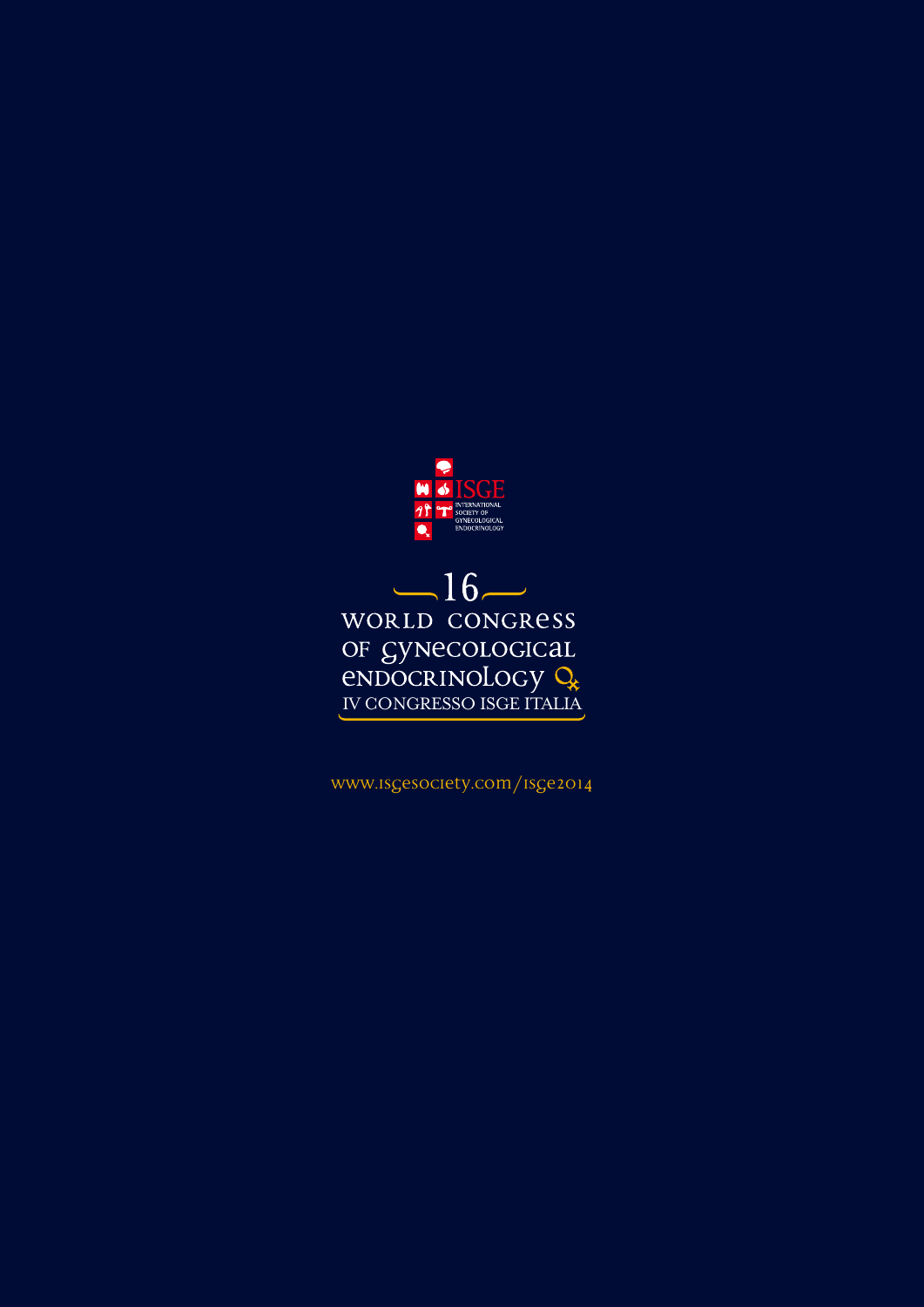ISGE

INTERNATIONAL SOCIETY OF GYNECOLOGICAL ENDOCRINOLOGY

16

WORLD CONGRESS OF GYNECOLOGICAL ENDOCRINOLOGY

IV CONGRESSO ISGE ITALIA

www.isgesociety.com/isge2014